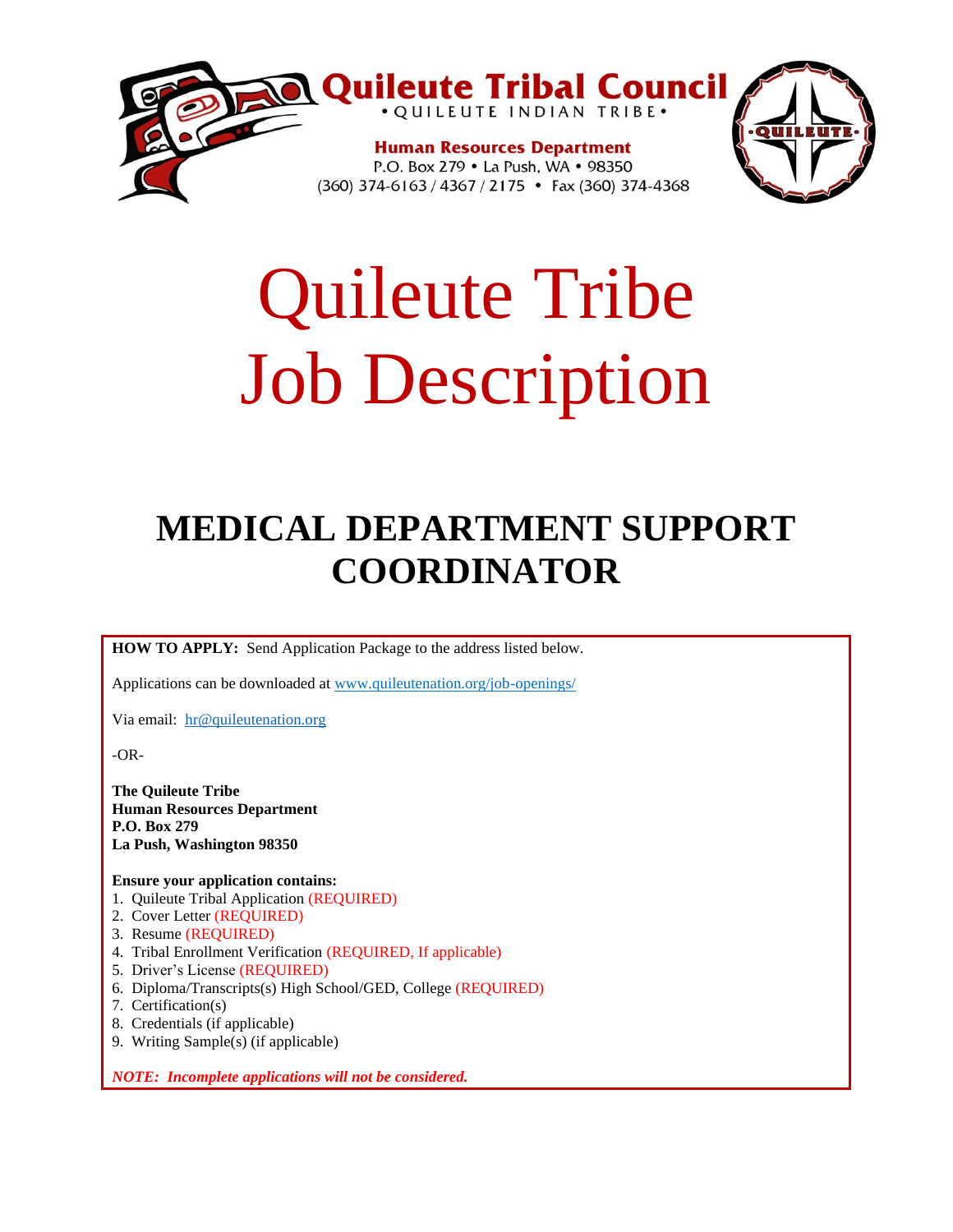**Quileute Tribal Council**

• QUILEUTE INDIAN TRIBE •

**Human Resources Department**
P.O. Box 279 • La Push, WA • 98350
(360) 374-6163 / 4367 / 2175 • Fax (360) 374-4368

# Quileute Tribe
# Job Description

## MEDICAL DEPARTMENT SUPPORT COORDINATOR

**HOW TO APPLY:** Send Application Package to the address listed below.

Applications can be downloaded at www.quileutenation.org/job-openings/

Via email: hr@quileutenation.org

-OR-

**The Quileute Tribe**
**Human Resources Department**
**P.O. Box 279**
**La Push, Washington 98350**

**Ensure your application contains:**

1. Quileute Tribal Application (REQUIRED)
2. Cover Letter (REQUIRED)
3. Resume (REQUIRED)
4. Tribal Enrollment Verification (REQUIRED, If applicable)
5. Driver's License (REQUIRED)
6. Diploma/Transcripts(s) High School/GED, College (REQUIRED)
7. Certification(s)
8. Credentials (if applicable)
9. Writing Sample(s) (if applicable)

***NOTE: Incomplete applications will not be considered.***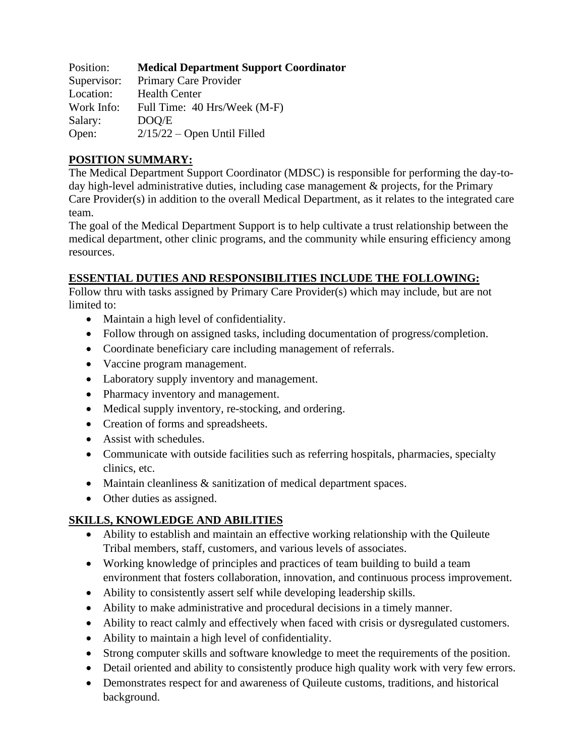Position: **Medical Department Support Coordinator**
Supervisor: Primary Care Provider
Location: Health Center
Work Info: Full Time: 40 Hrs/Week (M-F)
Salary: DOQ/E
Open: 2/15/22 – Open Until Filled

## POSITION SUMMARY:

The Medical Department Support Coordinator (MDSC) is responsible for performing the day-to-day high-level administrative duties, including case management & projects, for the Primary Care Provider(s) in addition to the overall Medical Department, as it relates to the integrated care team.

The goal of the Medical Department Support is to help cultivate a trust relationship between the medical department, other clinic programs, and the community while ensuring efficiency among resources.

## ESSENTIAL DUTIES AND RESPONSIBILITIES INCLUDE THE FOLLOWING:

Follow thru with tasks assigned by Primary Care Provider(s) which may include, but are not limited to:

- Maintain a high level of confidentiality.
- Follow through on assigned tasks, including documentation of progress/completion.
- Coordinate beneficiary care including management of referrals.
- Vaccine program management.
- Laboratory supply inventory and management.
- Pharmacy inventory and management.
- Medical supply inventory, re-stocking, and ordering.
- Creation of forms and spreadsheets.
- Assist with schedules.
- Communicate with outside facilities such as referring hospitals, pharmacies, specialty clinics, etc.
- Maintain cleanliness & sanitization of medical department spaces.
- Other duties as assigned.

## SKILLS, KNOWLEDGE AND ABILITIES

- Ability to establish and maintain an effective working relationship with the Quileute Tribal members, staff, customers, and various levels of associates.
- Working knowledge of principles and practices of team building to build a team environment that fosters collaboration, innovation, and continuous process improvement.
- Ability to consistently assert self while developing leadership skills.
- Ability to make administrative and procedural decisions in a timely manner.
- Ability to react calmly and effectively when faced with crisis or dysregulated customers.
- Ability to maintain a high level of confidentiality.
- Strong computer skills and software knowledge to meet the requirements of the position.
- Detail oriented and ability to consistently produce high quality work with very few errors.
- Demonstrates respect for and awareness of Quileute customs, traditions, and historical background.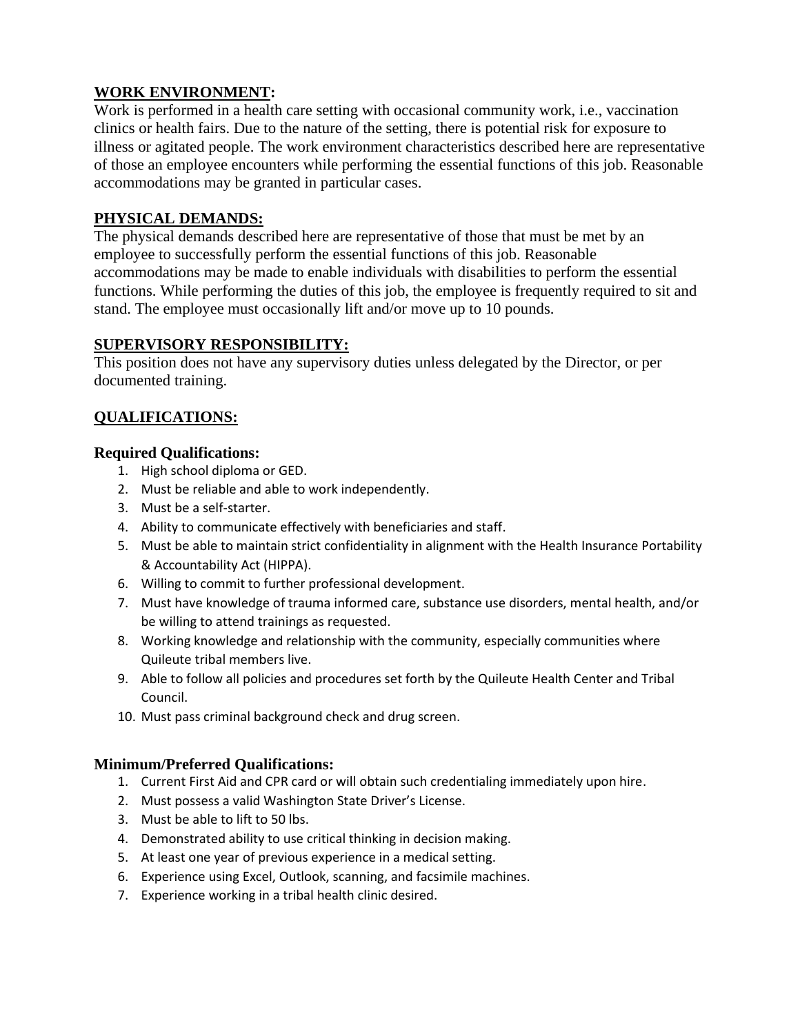## WORK ENVIRONMENT:

Work is performed in a health care setting with occasional community work, i.e., vaccination clinics or health fairs. Due to the nature of the setting, there is potential risk for exposure to illness or agitated people. The work environment characteristics described here are representative of those an employee encounters while performing the essential functions of this job. Reasonable accommodations may be granted in particular cases.

## PHYSICAL DEMANDS:

The physical demands described here are representative of those that must be met by an employee to successfully perform the essential functions of this job. Reasonable accommodations may be made to enable individuals with disabilities to perform the essential functions. While performing the duties of this job, the employee is frequently required to sit and stand. The employee must occasionally lift and/or move up to 10 pounds.

## SUPERVISORY RESPONSIBILITY:

This position does not have any supervisory duties unless delegated by the Director, or per documented training.

## QUALIFICATIONS:

### Required Qualifications:

1. High school diploma or GED.
2. Must be reliable and able to work independently.
3. Must be a self-starter.
4. Ability to communicate effectively with beneficiaries and staff.
5. Must be able to maintain strict confidentiality in alignment with the Health Insurance Portability & Accountability Act (HIPPA).
6. Willing to commit to further professional development.
7. Must have knowledge of trauma informed care, substance use disorders, mental health, and/or be willing to attend trainings as requested.
8. Working knowledge and relationship with the community, especially communities where Quileute tribal members live.
9. Able to follow all policies and procedures set forth by the Quileute Health Center and Tribal Council.
10. Must pass criminal background check and drug screen.

### Minimum/Preferred Qualifications:

1. Current First Aid and CPR card or will obtain such credentialing immediately upon hire.
2. Must possess a valid Washington State Driver's License.
3. Must be able to lift to 50 lbs.
4. Demonstrated ability to use critical thinking in decision making.
5. At least one year of previous experience in a medical setting.
6. Experience using Excel, Outlook, scanning, and facsimile machines.
7. Experience working in a tribal health clinic desired.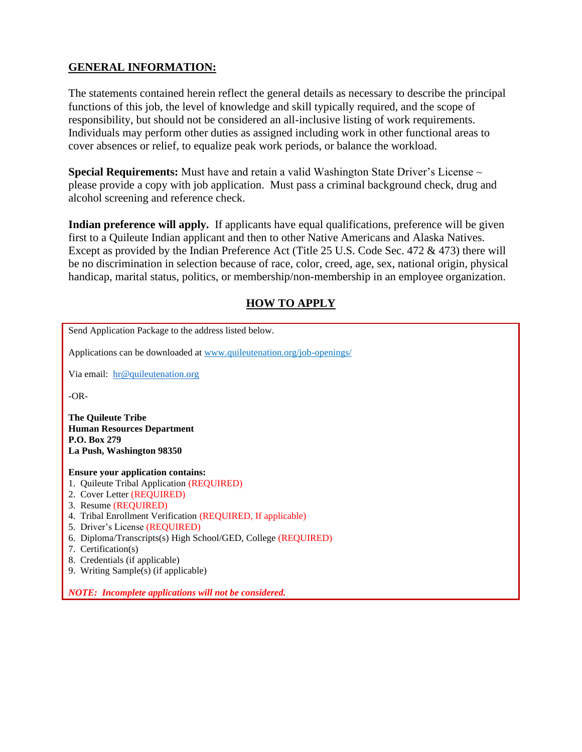## GENERAL INFORMATION:

The statements contained herein reflect the general details as necessary to describe the principal functions of this job, the level of knowledge and skill typically required, and the scope of responsibility, but should not be considered an all-inclusive listing of work requirements. Individuals may perform other duties as assigned including work in other functional areas to cover absences or relief, to equalize peak work periods, or balance the workload.

**Special Requirements:** Must have and retain a valid Washington State Driver's License ~ please provide a copy with job application. Must pass a criminal background check, drug and alcohol screening and reference check.

**Indian preference will apply.** If applicants have equal qualifications, preference will be given first to a Quileute Indian applicant and then to other Native Americans and Alaska Natives. Except as provided by the Indian Preference Act (Title 25 U.S. Code Sec. 472 & 473) there will be no discrimination in selection because of race, color, creed, age, sex, national origin, physical handicap, marital status, politics, or membership/non-membership in an employee organization.

## HOW TO APPLY

Send Application Package to the address listed below.

Applications can be downloaded at www.quileutenation.org/job-openings/

Via email: hr@quileutenation.org

-OR-

**The Quileute Tribe**
**Human Resources Department**
**P.O. Box 279**
**La Push, Washington 98350**

**Ensure your application contains:**

1. Quileute Tribal Application (REQUIRED)
2. Cover Letter (REQUIRED)
3. Resume (REQUIRED)
4. Tribal Enrollment Verification (REQUIRED, If applicable)
5. Driver's License (REQUIRED)
6. Diploma/Transcripts(s) High School/GED, College (REQUIRED)
7. Certification(s)
8. Credentials (if applicable)
9. Writing Sample(s) (if applicable)

***NOTE: Incomplete applications will not be considered.***